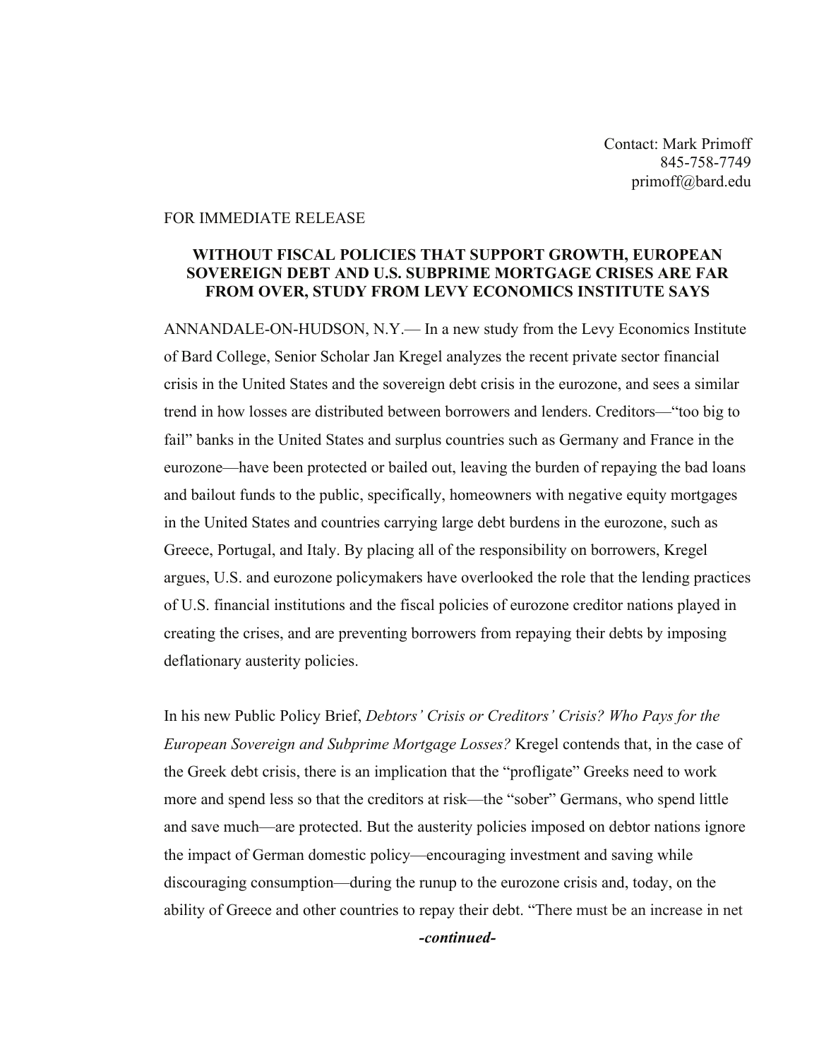Contact: Mark Primoff
845-758-7749
primoff@bard.edu

FOR IMMEDIATE RELEASE

**WITHOUT FISCAL POLICIES THAT SUPPORT GROWTH, EUROPEAN SOVEREIGN DEBT AND U.S. SUBPRIME MORTGAGE CRISES ARE FAR FROM OVER, STUDY FROM LEVY ECONOMICS INSTITUTE SAYS**

ANNANDALE-ON-HUDSON, N.Y.— In a new study from the Levy Economics Institute of Bard College, Senior Scholar Jan Kregel analyzes the recent private sector financial crisis in the United States and the sovereign debt crisis in the eurozone, and sees a similar trend in how losses are distributed between borrowers and lenders. Creditors—"too big to fail" banks in the United States and surplus countries such as Germany and France in the eurozone—have been protected or bailed out, leaving the burden of repaying the bad loans and bailout funds to the public, specifically, homeowners with negative equity mortgages in the United States and countries carrying large debt burdens in the eurozone, such as Greece, Portugal, and Italy. By placing all of the responsibility on borrowers, Kregel argues, U.S. and eurozone policymakers have overlooked the role that the lending practices of U.S. financial institutions and the fiscal policies of eurozone creditor nations played in creating the crises, and are preventing borrowers from repaying their debts by imposing deflationary austerity policies.

In his new Public Policy Brief, *Debtors' Crisis or Creditors' Crisis? Who Pays for the European Sovereign and Subprime Mortgage Losses?* Kregel contends that, in the case of the Greek debt crisis, there is an implication that the "profligate" Greeks need to work more and spend less so that the creditors at risk—the "sober" Germans, who spend little and save much—are protected. But the austerity policies imposed on debtor nations ignore the impact of German domestic policy—encouraging investment and saving while discouraging consumption—during the runup to the eurozone crisis and, today, on the ability of Greece and other countries to repay their debt. "There must be an increase in net

***-continued-***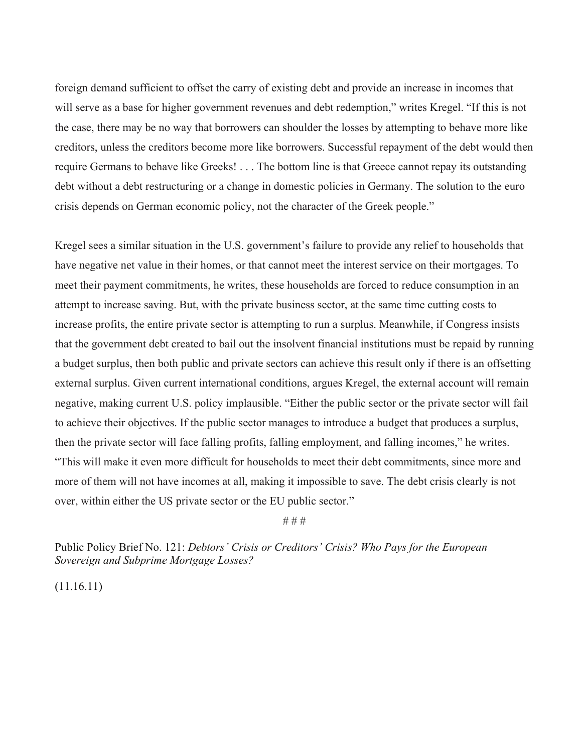foreign demand sufficient to offset the carry of existing debt and provide an increase in incomes that will serve as a base for higher government revenues and debt redemption," writes Kregel. "If this is not the case, there may be no way that borrowers can shoulder the losses by attempting to behave more like creditors, unless the creditors become more like borrowers. Successful repayment of the debt would then require Germans to behave like Greeks! . . . The bottom line is that Greece cannot repay its outstanding debt without a debt restructuring or a change in domestic policies in Germany. The solution to the euro crisis depends on German economic policy, not the character of the Greek people."

Kregel sees a similar situation in the U.S. government's failure to provide any relief to households that have negative net value in their homes, or that cannot meet the interest service on their mortgages. To meet their payment commitments, he writes, these households are forced to reduce consumption in an attempt to increase saving. But, with the private business sector, at the same time cutting costs to increase profits, the entire private sector is attempting to run a surplus. Meanwhile, if Congress insists that the government debt created to bail out the insolvent financial institutions must be repaid by running a budget surplus, then both public and private sectors can achieve this result only if there is an offsetting external surplus. Given current international conditions, argues Kregel, the external account will remain negative, making current U.S. policy implausible. "Either the public sector or the private sector will fail to achieve their objectives. If the public sector manages to introduce a budget that produces a surplus, then the private sector will face falling profits, falling employment, and falling incomes," he writes. "This will make it even more difficult for households to meet their debt commitments, since more and more of them will not have incomes at all, making it impossible to save. The debt crisis clearly is not over, within either the US private sector or the EU public sector."

# # #

Public Policy Brief No. 121: *Debtors' Crisis or Creditors' Crisis? Who Pays for the European Sovereign and Subprime Mortgage Losses?*

(11.16.11)